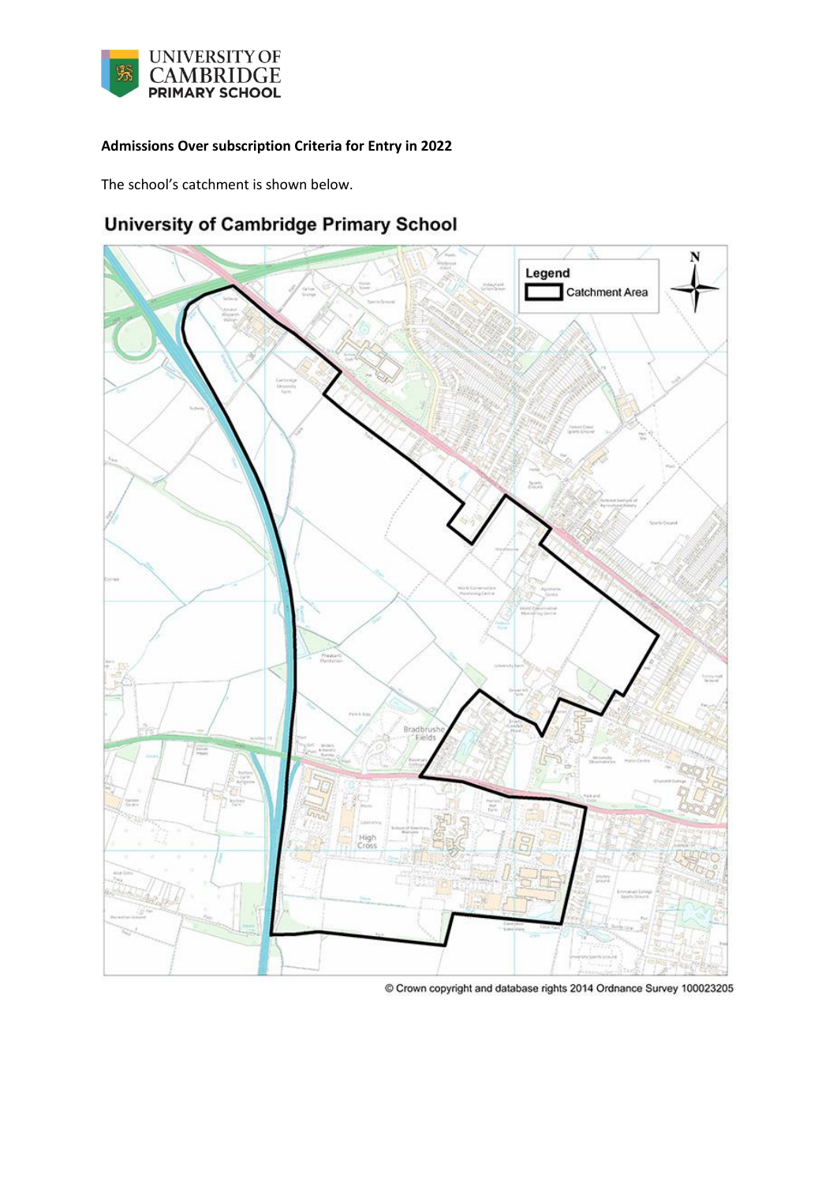**Admissions Over subscription Criteria for Entry in 2022**

The school's catchment is shown below.

**University of Cambridge Primary School**

Legend

Catchment Area

© Crown copyright and database rights 2014 Ordnance Survey 100023205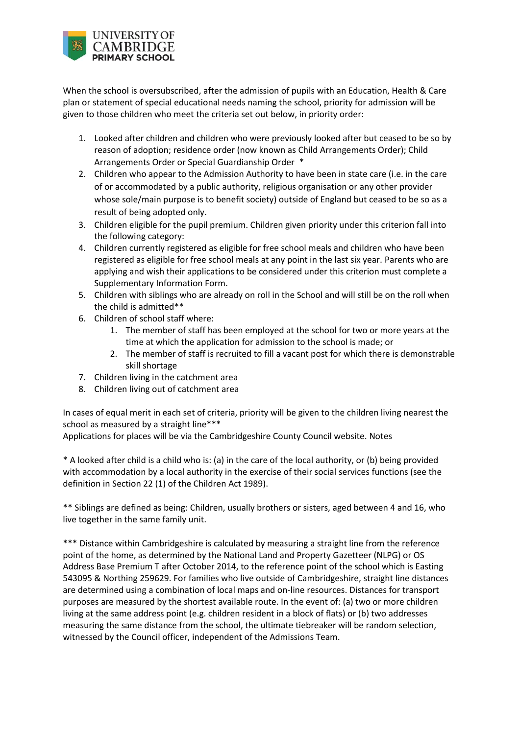When the school is oversubscribed, after the admission of pupils with an Education, Health & Care plan or statement of special educational needs naming the school, priority for admission will be given to those children who meet the criteria set out below, in priority order:

1. Looked after children and children who were previously looked after but ceased to be so by reason of adoption; residence order (now known as Child Arrangements Order); Child Arrangements Order or Special Guardianship Order *
2. Children who appear to the Admission Authority to have been in state care (i.e. in the care of or accommodated by a public authority, religious organisation or any other provider whose sole/main purpose is to benefit society) outside of England but ceased to be so as a result of being adopted only.
3. Children eligible for the pupil premium. Children given priority under this criterion fall into the following category:
4. Children currently registered as eligible for free school meals and children who have been registered as eligible for free school meals at any point in the last six year. Parents who are applying and wish their applications to be considered under this criterion must complete a Supplementary Information Form.
5. Children with siblings who are already on roll in the School and will still be on the roll when the child is admitted**
6. Children of school staff where:
    1. The member of staff has been employed at the school for two or more years at the time at which the application for admission to the school is made; or
    2. The member of staff is recruited to fill a vacant post for which there is demonstrable skill shortage
7. Children living in the catchment area
8. Children living out of catchment area

In cases of equal merit in each set of criteria, priority will be given to the children living nearest the school as measured by a straight line***
Applications for places will be via the Cambridgeshire County Council website. Notes

* A looked after child is a child who is: (a) in the care of the local authority, or (b) being provided with accommodation by a local authority in the exercise of their social services functions (see the definition in Section 22 (1) of the Children Act 1989).

** Siblings are defined as being: Children, usually brothers or sisters, aged between 4 and 16, who live together in the same family unit.

*** Distance within Cambridgeshire is calculated by measuring a straight line from the reference point of the home, as determined by the National Land and Property Gazetteer (NLPG) or OS Address Base Premium T after October 2014, to the reference point of the school which is Easting 543095 & Northing 259629. For families who live outside of Cambridgeshire, straight line distances are determined using a combination of local maps and on-line resources. Distances for transport purposes are measured by the shortest available route. In the event of: (a) two or more children living at the same address point (e.g. children resident in a block of flats) or (b) two addresses measuring the same distance from the school, the ultimate tiebreaker will be random selection, witnessed by the Council officer, independent of the Admissions Team.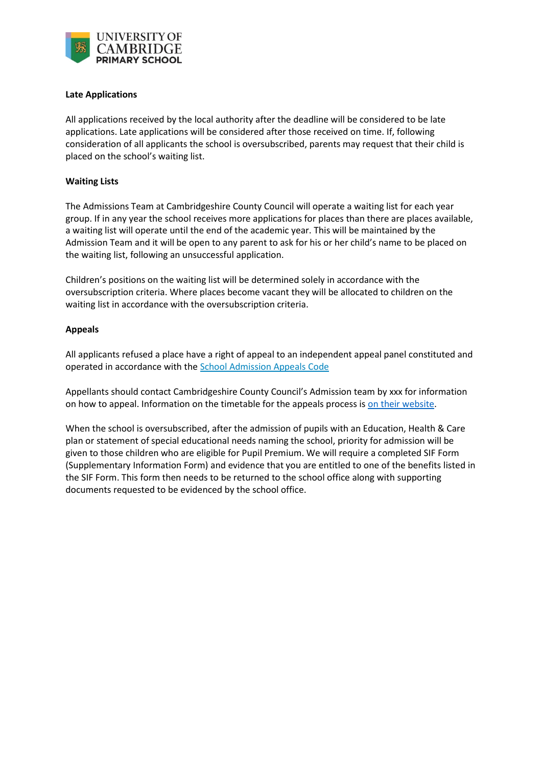**Late Applications**

All applications received by the local authority after the deadline will be considered to be late applications. Late applications will be considered after those received on time. If, following consideration of all applicants the school is oversubscribed, parents may request that their child is placed on the school's waiting list.

**Waiting Lists**

The Admissions Team at Cambridgeshire County Council will operate a waiting list for each year group. If in any year the school receives more applications for places than there are places available, a waiting list will operate until the end of the academic year. This will be maintained by the Admission Team and it will be open to any parent to ask for his or her child's name to be placed on the waiting list, following an unsuccessful application.

Children's positions on the waiting list will be determined solely in accordance with the oversubscription criteria. Where places become vacant they will be allocated to children on the waiting list in accordance with the oversubscription criteria.

**Appeals**

All applicants refused a place have a right of appeal to an independent appeal panel constituted and operated in accordance with the School Admission Appeals Code

Appellants should contact Cambridgeshire County Council's Admission team by xxx for information on how to appeal. Information on the timetable for the appeals process is on their website.

When the school is oversubscribed, after the admission of pupils with an Education, Health & Care plan or statement of special educational needs naming the school, priority for admission will be given to those children who are eligible for Pupil Premium. We will require a completed SIF Form (Supplementary Information Form) and evidence that you are entitled to one of the benefits listed in the SIF Form. This form then needs to be returned to the school office along with supporting documents requested to be evidenced by the school office.